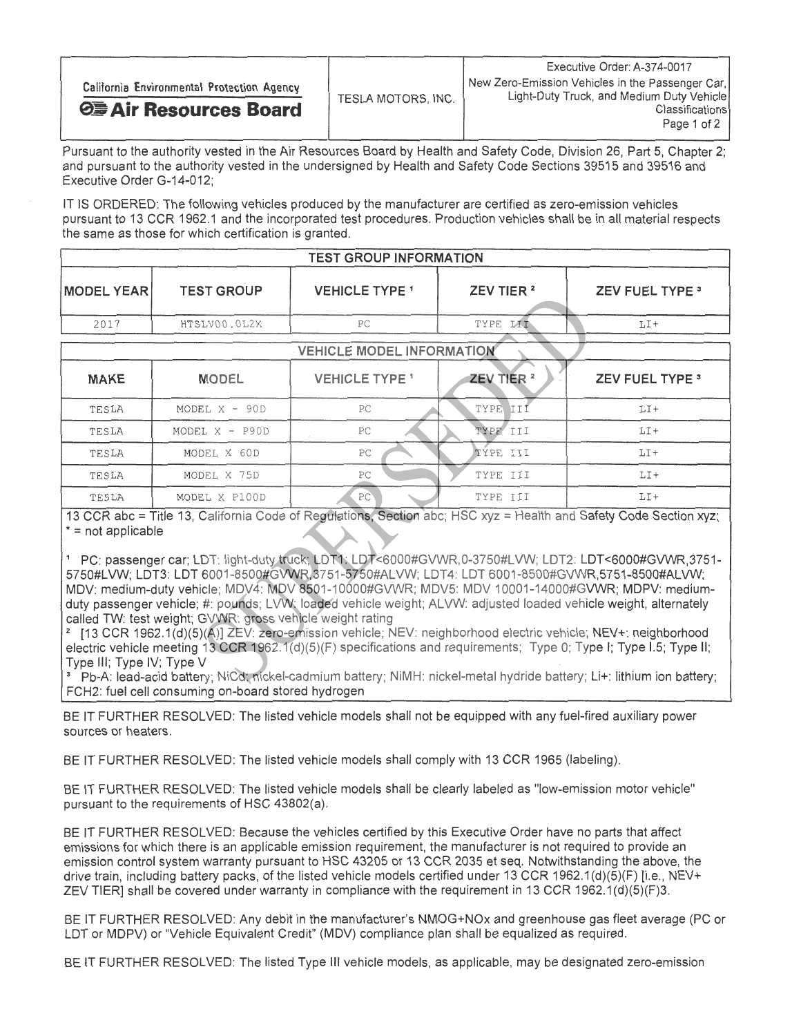| California Environmental Protection Agency **Air Resources Board** | TESLA MOTORS, INC. | Executive Order: A-374-0017 New Zero-Emission Vehicles in the Passenger Car, Light-Duty Truck, and Medium Duty Vehicle Classifications |
|---|---|---|

Pursuant to the authority vested in the Air Resources Board by Health and Safety Code, Division 26, Part 5, Chapter 2; and pursuant to the authority vested in the undersigned by Health and Safety Code Sections 39515 and 39516 and Executive Order G-14-012;

IT IS ORDERED: The following vehicles produced by the manufacturer are certified as zero-emission vehicles pursuant to 13 CCR 1962.1 and the incorporated test procedures. Production vehicles shall be in all material respects the same as those for which certification is granted.

| TEST GROUP INFORMATION | | | | |
|---|---|---|---|---|
| **MODEL YEAR** | **TEST GROUP** | **VEHICLE TYPE [1]** | **ZEV TIER [2]** | **ZEV FUEL TYPE [3]** |
| 2017 | HTSLV00.0L2X | PC | TYPE III | LI+ |

| VEHICLE MODEL INFORMATION | | | | |
|---|---|---|---|---|
| **MAKE** | **MODEL** | **VEHICLE TYPE [1]** | **ZEV TIER [2]** | **ZEV FUEL TYPE [3]** |
| TESLA | MODEL X - 90D | PC | TYPE III | LI+ |
| TESLA | MODEL X - P90D | PC | TYPE III | LI+ |
| TESLA | MODEL X 60D | PC | TYPE III | LI+ |
| TESLA | MODEL X 75D | PC | TYPE III | LI+ |
| TESLA | MODEL X P100D | PC | TYPE III | LI+ |

13 CCR abc = Title 13, California Code of Regulations, Section abc; HSC xyz = Health and Safety Code Section xyz; * = not applicable

[1] PC: passenger car; LDT: light-duty truck; LDT1: LDT<6000#GVWR,0-3750#LVW; LDT2: LDT<6000#GVWR,3751-5750#LVW; LDT3: LDT 6001-8500#GVWR,3751-5750#ALVW; LDT4: LDT 6001-8500#GVWR,5751-8500#ALVW; MDV: medium-duty vehicle; MDV4: MDV 8501-10000#GVWR; MDV5: MDV 10001-14000#GVWR; MDPV: medium-duty passenger vehicle; #: pounds; LVW: loaded vehicle weight; ALVW: adjusted loaded vehicle weight, alternately called TW: test weight; GVWR: gross vehicle weight rating

[2] [13 CCR 1962.1(d)(5)(A)] ZEV: zero-emission vehicle; NEV: neighborhood electric vehicle; NEV+: neighborhood electric vehicle meeting 13 CCR 1962.1(d)(5)(F) specifications and requirements; Type 0; Type I; Type I.5; Type II; Type III; Type IV; Type V

[3] Pb-A: lead-acid battery; NiCd: nickel-cadmium battery; NiMH: nickel-metal hydride battery; Li+: lithium ion battery; FCH2: fuel cell consuming on-board stored hydrogen

BE IT FURTHER RESOLVED: The listed vehicle models shall not be equipped with any fuel-fired auxiliary power sources or heaters.

BE IT FURTHER RESOLVED: The listed vehicle models shall comply with 13 CCR 1965 (labeling).

BE IT FURTHER RESOLVED: The listed vehicle models shall be clearly labeled as "low-emission motor vehicle" pursuant to the requirements of HSC 43802(a).

BE IT FURTHER RESOLVED: Because the vehicles certified by this Executive Order have no parts that affect emissions for which there is an applicable emission requirement, the manufacturer is not required to provide an emission control system warranty pursuant to HSC 43205 or 13 CCR 2035 et seq. Notwithstanding the above, the drive train, including battery packs, of the listed vehicle models certified under 13 CCR 1962.1(d)(5)(F) [i.e., NEV+ ZEV TIER] shall be covered under warranty in compliance with the requirement in 13 CCR 1962.1(d)(5)(F)3.

BE IT FURTHER RESOLVED: Any debit in the manufacturer's NMOG+NOx and greenhouse gas fleet average (PC or LDT or MDPV) or "Vehicle Equivalent Credit" (MDV) compliance plan shall be equalized as required.

BE IT FURTHER RESOLVED: The listed Type III vehicle models, as applicable, may be designated zero-emission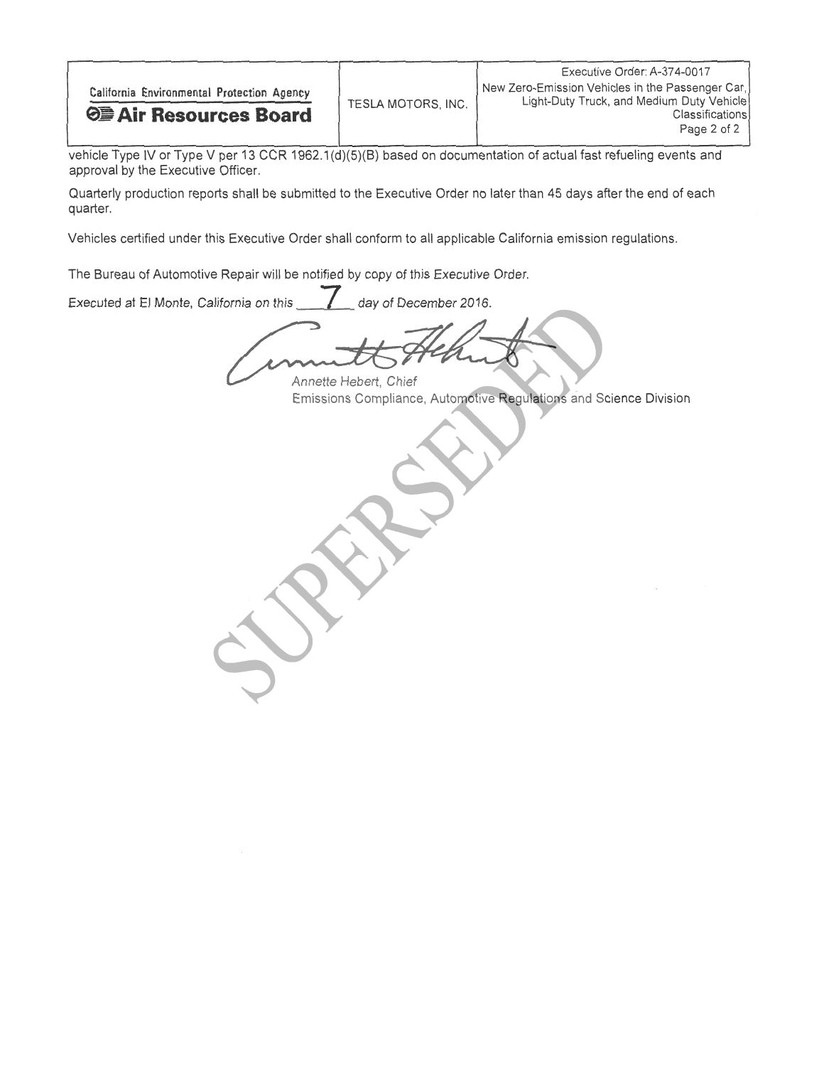vehicle Type IV or Type V per 13 CCR 1962.1(d)(5)(B) based on documentation of actual fast refueling events and approval by the Executive Officer.

Quarterly production reports shall be submitted to the Executive Order no later than 45 days after the end of each quarter.

Vehicles certified under this Executive Order shall conform to all applicable California emission regulations.

The Bureau of Automotive Repair will be notified by copy of this Executive Order.

*Executed at El Monte, California on this 7 day of December 2016.*

*Annette Hebert, Chief*
Emissions Compliance, Automotive Regulations and Science Division

SUPERSEDED